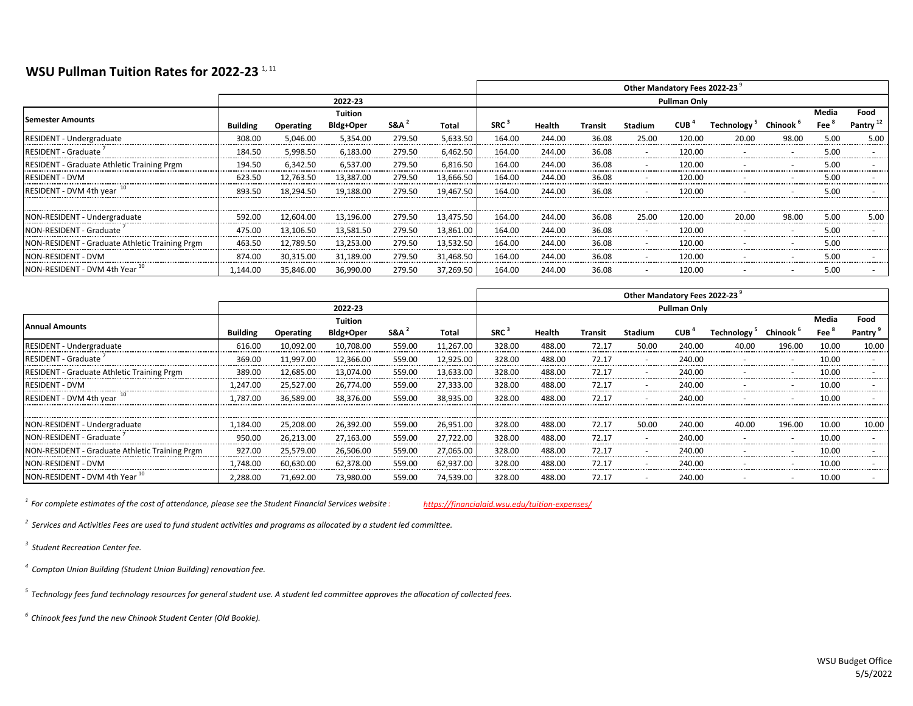# WSU Pullman Tuition Rates for 2022-23 [1, 11]

| Semester Amounts | 2022-23 | | | | | Other Mandatory Fees 2022-23 [9] Pullman Only | | | | | | | | |
|---|---|---|---|---|---|---|---|---|---|---|---|---|---|---|
| | Building | Operating | Tuition Bldg+Oper | S&A [2] | Total | SRC [3] | Health | Transit | Stadium | CUB [4] | Technology [5] | Chinook [6] | Media Fee [8] | Food Pantry [12] |
| RESIDENT - Undergraduate | 308.00 | 5,046.00 | 5,354.00 | 279.50 | 5,633.50 | 164.00 | 244.00 | 36.08 | 25.00 | 120.00 | 20.00 | 98.00 | 5.00 | 5.00 |
| RESIDENT - Graduate [7] | 184.50 | 5,998.50 | 6,183.00 | 279.50 | 6,462.50 | 164.00 | 244.00 | 36.08 | - | 120.00 | - | - | 5.00 | - |
| RESIDENT - Graduate Athletic Training Prgm | 194.50 | 6,342.50 | 6,537.00 | 279.50 | 6,816.50 | 164.00 | 244.00 | 36.08 | - | 120.00 | - | - | 5.00 | - |
| RESIDENT - DVM | 623.50 | 12,763.50 | 13,387.00 | 279.50 | 13,666.50 | 164.00 | 244.00 | 36.08 | - | 120.00 | - | - | 5.00 | - |
| RESIDENT - DVM 4th year [10] | 893.50 | 18,294.50 | 19,188.00 | 279.50 | 19,467.50 | 164.00 | 244.00 | 36.08 | - | 120.00 | - | - | 5.00 | - |
| | | | | | | | | | | | | | | |
| NON-RESIDENT - Undergraduate | 592.00 | 12,604.00 | 13,196.00 | 279.50 | 13,475.50 | 164.00 | 244.00 | 36.08 | 25.00 | 120.00 | 20.00 | 98.00 | 5.00 | 5.00 |
| NON-RESIDENT - Graduate [7] | 475.00 | 13,106.50 | 13,581.50 | 279.50 | 13,861.00 | 164.00 | 244.00 | 36.08 | - | 120.00 | - | - | 5.00 | - |
| NON-RESIDENT - Graduate Athletic Training Prgm | 463.50 | 12,789.50 | 13,253.00 | 279.50 | 13,532.50 | 164.00 | 244.00 | 36.08 | - | 120.00 | - | - | 5.00 | |
| NON-RESIDENT - DVM | 874.00 | 30,315.00 | 31,189.00 | 279.50 | 31,468.50 | 164.00 | 244.00 | 36.08 | - | 120.00 | - | - | 5.00 | - |
| NON-RESIDENT - DVM 4th Year [10] | 1,144.00 | 35,846.00 | 36,990.00 | 279.50 | 37,269.50 | 164.00 | 244.00 | 36.08 | - | 120.00 | - | - | 5.00 | - |

| Annual Amounts | 2022-23 | | | | | Other Mandatory Fees 2022-23 [9] Pullman Only | | | | | | | | |
|---|---|---|---|---|---|---|---|---|---|---|---|---|---|---|
| | Building | Operating | Tuition Bldg+Oper | S&A [2] | Total | SRC [3] | Health | Transit | Stadium | CUB [4] | Technology [5] | Chinook [6] | Media Fee [8] | Food Pantry [9] |
| RESIDENT - Undergraduate | 616.00 | 10,092.00 | 10,708.00 | 559.00 | 11,267.00 | 328.00 | 488.00 | 72.17 | 50.00 | 240.00 | 40.00 | 196.00 | 10.00 | 10.00 |
| RESIDENT - Graduate [7] | 369.00 | 11,997.00 | 12,366.00 | 559.00 | 12,925.00 | 328.00 | 488.00 | 72.17 | - | 240.00 | - | - | 10.00 | - |
| RESIDENT - Graduate Athletic Training Prgm | 389.00 | 12,685.00 | 13,074.00 | 559.00 | 13,633.00 | 328.00 | 488.00 | 72.17 | - | 240.00 | - | - | 10.00 | - |
| RESIDENT - DVM | 1,247.00 | 25,527.00 | 26,774.00 | 559.00 | 27,333.00 | 328.00 | 488.00 | 72.17 | - | 240.00 | - | - | 10.00 | - |
| RESIDENT - DVM 4th year [10] | 1,787.00 | 36,589.00 | 38,376.00 | 559.00 | 38,935.00 | 328.00 | 488.00 | 72.17 | - | 240.00 | - | - | 10.00 | - |
| | | | | | | | | | | | | | | |
| NON-RESIDENT - Undergraduate | 1,184.00 | 25,208.00 | 26,392.00 | 559.00 | 26,951.00 | 328.00 | 488.00 | 72.17 | 50.00 | 240.00 | 40.00 | 196.00 | 10.00 | 10.00 |
| NON-RESIDENT - Graduate [7] | 950.00 | 26,213.00 | 27,163.00 | 559.00 | 27,722.00 | 328.00 | 488.00 | 72.17 | - | 240.00 | - | - | 10.00 | - |
| NON-RESIDENT - Graduate Athletic Training Prgm | 927.00 | 25,579.00 | 26,506.00 | 559.00 | 27,065.00 | 328.00 | 488.00 | 72.17 | - | 240.00 | - | - | 10.00 | - |
| NON-RESIDENT - DVM | 1,748.00 | 60,630.00 | 62,378.00 | 559.00 | 62,937.00 | 328.00 | 488.00 | 72.17 | - | 240.00 | - | - | 10.00 | - |
| NON-RESIDENT - DVM 4th Year [10] | 2,288.00 | 71,692.00 | 73,980.00 | 559.00 | 74,539.00 | 328.00 | 488.00 | 72.17 | - | 240.00 | - | - | 10.00 | - |

[1] *For complete estimates of the cost of attendance, please see the Student Financial Services website :* *https://financialaid.wsu.edu/tuition-expenses/*

[2] *Services and Activities Fees are used to fund student activities and programs as allocated by a student led committee.*

[3] *Student Recreation Center fee.*

[4] *Compton Union Building (Student Union Building) renovation fee.*

[5] *Technology fees fund technology resources for general student use. A student led committee approves the allocation of collected fees.*

[6] *Chinook fees fund the new Chinook Student Center (Old Bookie).*

WSU Budget Office
5/5/2022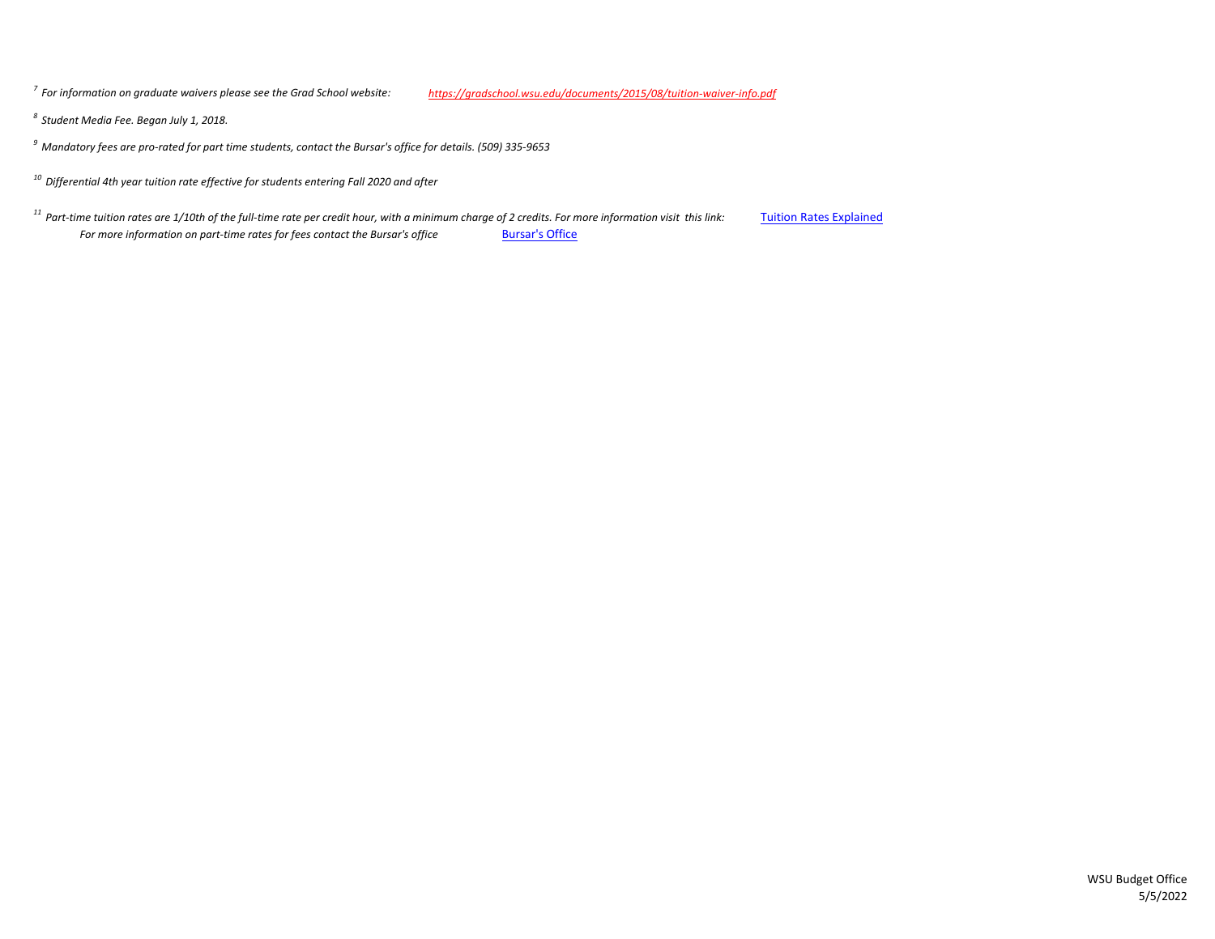[7] *For information on graduate waivers please see the Grad School website:* *https://gradschool.wsu.edu/documents/2015/08/tuition-waiver-info.pdf*

[8] *Student Media Fee. Began July 1, 2018.*

[9] *Mandatory fees are pro-rated for part time students, contact the Bursar's office for details. (509) 335-9653*

[10] *Differential 4th year tuition rate effective for students entering Fall 2020 and after*

[11] *Part-time tuition rates are 1/10th of the full-time rate per credit hour, with a minimum charge of 2 credits. For more information visit this link:* Tuition Rates Explained
*For more information on part-time rates for fees contact the Bursar's office* Bursar's Office

WSU Budget Office
5/5/2022